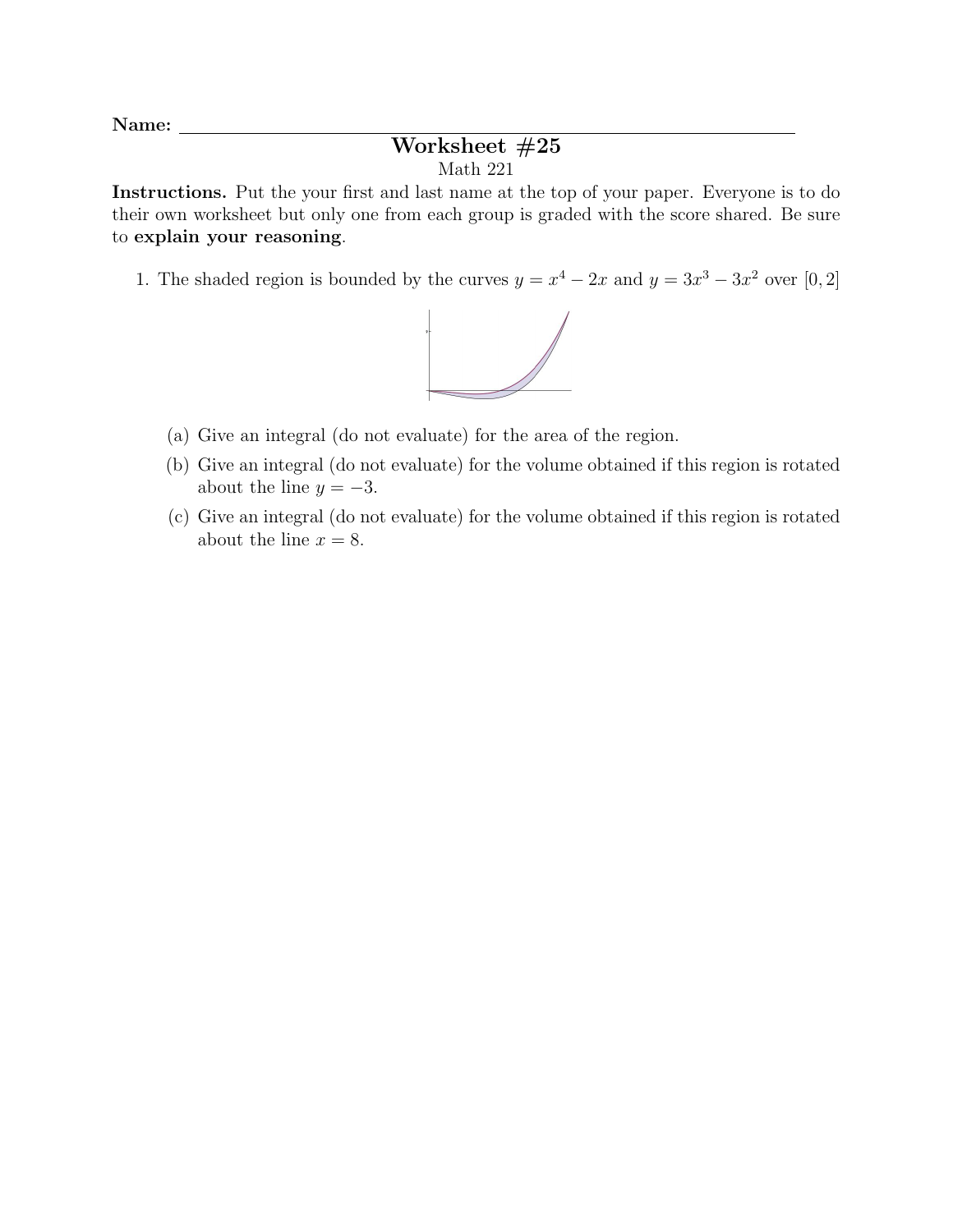**Name:** ____________________

# Worksheet #25

Math 221

**Instructions.** Put the your first and last name at the top of your paper. Everyone is to do their own worksheet but only one from each group is graded with the score shared. Be sure to **explain your reasoning**.

1. The shaded region is bounded by the curves $y = x^4 - 2x$ and $y = 3x^3 - 3x^2$ over $[0, 2]$

   (a) Give an integral (do not evaluate) for the area of the region.

   (b) Give an integral (do not evaluate) for the volume obtained if this region is rotated about the line $y = -3$.

   (c) Give an integral (do not evaluate) for the volume obtained if this region is rotated about the line $x = 8$.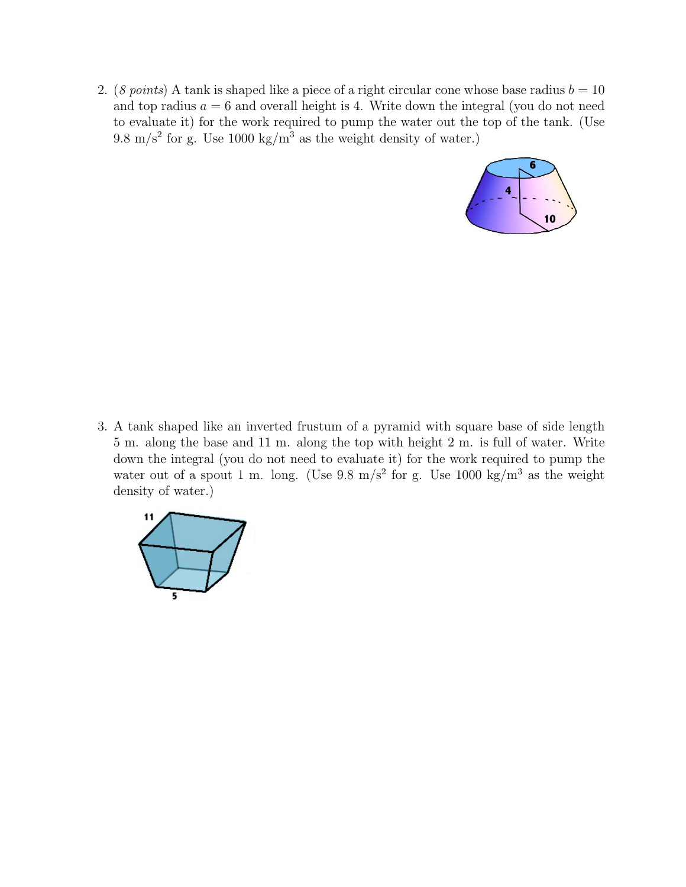2. (*8 points*) A tank is shaped like a piece of a right circular cone whose base radius $b = 10$ and top radius $a = 6$ and overall height is 4. Write down the integral (you do not need to evaluate it) for the work required to pump the water out the top of the tank. (Use $9.8 \text{ m/s}^2$ for g. Use $1000 \text{ kg/m}^3$ as the weight density of water.)

6

4

10

3. A tank shaped like an inverted frustum of a pyramid with square base of side length 5 m. along the base and 11 m. along the top with height 2 m. is full of water. Write down the integral (you do not need to evaluate it) for the work required to pump the water out of a spout 1 m. long. (Use $9.8 \text{ m/s}^2$ for g. Use $1000 \text{ kg/m}^3$ as the weight density of water.)

11

5